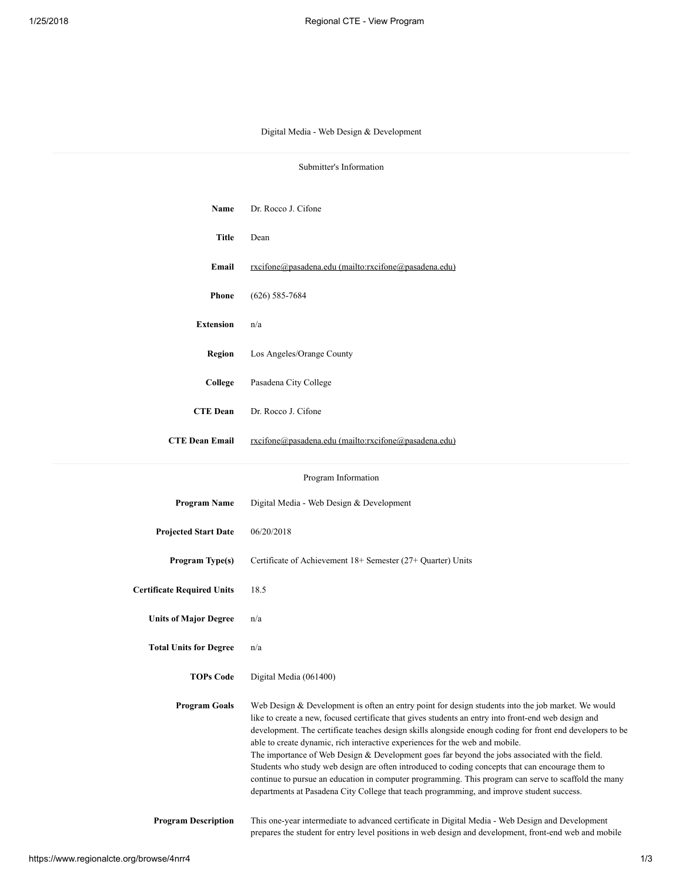# Digital Media - Web Design & Development

## Submitter's Information

| | |
|---|---|
| **Name** | Dr. Rocco J. Cifone |
| **Title** | Dean |
| **Email** | rxcifone@pasadena.edu (mailto:rxcifone@pasadena.edu) |
| **Phone** | (626) 585-7684 |
| **Extension** | n/a |
| **Region** | Los Angeles/Orange County |
| **College** | Pasadena City College |
| **CTE Dean** | Dr. Rocco J. Cifone |
| **CTE Dean Email** | rxcifone@pasadena.edu (mailto:rxcifone@pasadena.edu) |

## Program Information

| | |
|---|---|
| **Program Name** | Digital Media - Web Design & Development |
| **Projected Start Date** | 06/20/2018 |
| **Program Type(s)** | Certificate of Achievement 18+ Semester (27+ Quarter) Units |
| **Certificate Required Units** | 18.5 |
| **Units of Major Degree** | n/a |
| **Total Units for Degree** | n/a |
| **TOPs Code** | Digital Media (061400) |

**Program Goals**

Web Design & Development is often an entry point for design students into the job market. We would like to create a new, focused certificate that gives students an entry into front-end web design and development. The certificate teaches design skills alongside enough coding for front end developers to be able to create dynamic, rich interactive experiences for the web and mobile.
The importance of Web Design & Development goes far beyond the jobs associated with the field. Students who study web design are often introduced to coding concepts that can encourage them to continue to pursue an education in computer programming. This program can serve to scaffold the many departments at Pasadena City College that teach programming, and improve student success.

**Program Description**

This one-year intermediate to advanced certificate in Digital Media - Web Design and Development prepares the student for entry level positions in web design and development, front-end web and mobile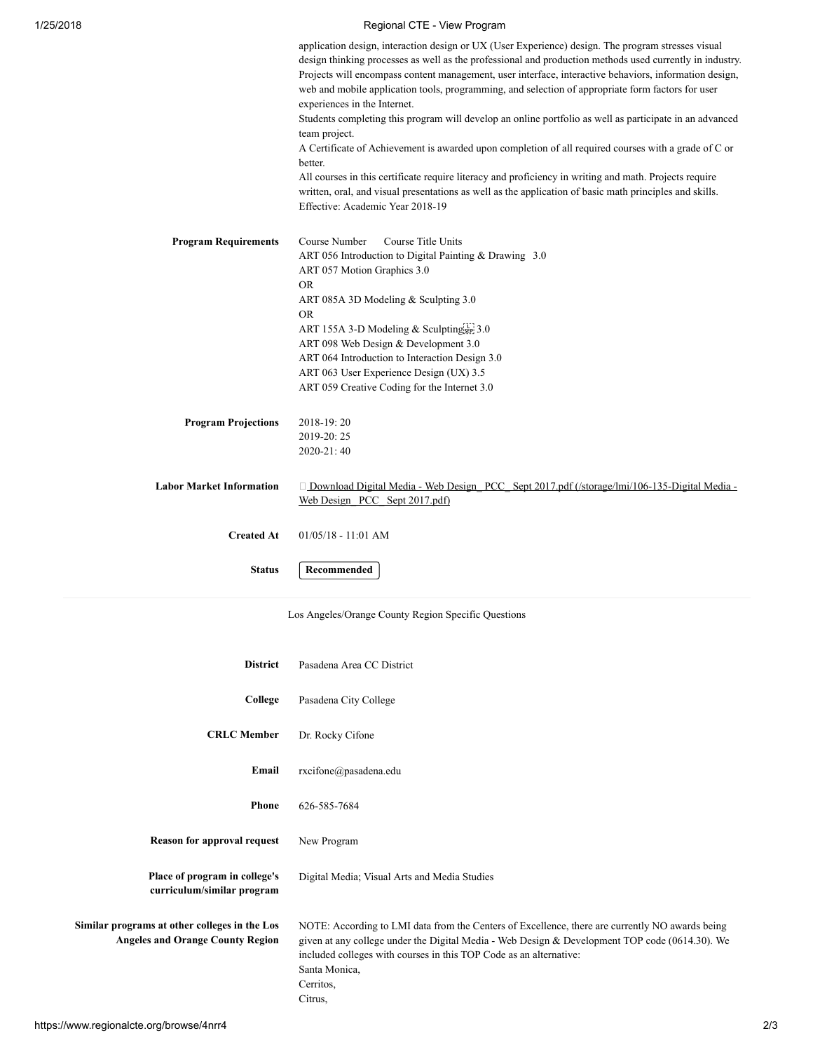application design, interaction design or UX (User Experience) design. The program stresses visual design thinking processes as well as the professional and production methods used currently in industry. Projects will encompass content management, user interface, interactive behaviors, information design, web and mobile application tools, programming, and selection of appropriate form factors for user experiences in the Internet.

Students completing this program will develop an online portfolio as well as participate in an advanced team project.

A Certificate of Achievement is awarded upon completion of all required courses with a grade of C or better.

All courses in this certificate require literacy and proficiency in writing and math. Projects require written, oral, and visual presentations as well as the application of basic math principles and skills.

Effective: Academic Year 2018-19

**Program Requirements**

Course Number Course Title Units

ART 056 Introduction to Digital Painting & Drawing 3.0

ART 057 Motion Graphics 3.0

OR

ART 085A 3D Modeling & Sculpting 3.0

OR

ART 155A 3-D Modeling & Sculpting 3.0

ART 098 Web Design & Development 3.0

ART 064 Introduction to Interaction Design 3.0

ART 063 User Experience Design (UX) 3.5

ART 059 Creative Coding for the Internet 3.0

**Program Projections**

2018-19: 20

2019-20: 25

2020-21: 40

**Labor Market Information**

Download Digital Media - Web Design_ PCC_ Sept 2017.pdf (/storage/lmi/106-135-Digital Media - Web Design_ PCC_ Sept 2017.pdf)

**Created At**

01/05/18 - 11:01 AM

**Status**

Recommended

---

Los Angeles/Orange County Region Specific Questions

**District**

Pasadena Area CC District

**College**

Pasadena City College

**CRLC Member**

Dr. Rocky Cifone

**Email**

rxcifone@pasadena.edu

**Phone**

626-585-7684

**Reason for approval request**

New Program

**Place of program in college's curriculum/similar program**

Digital Media; Visual Arts and Media Studies

**Similar programs at other colleges in the Los Angeles and Orange County Region**

NOTE: According to LMI data from the Centers of Excellence, there are currently NO awards being given at any college under the Digital Media - Web Design & Development TOP code (0614.30). We included colleges with courses in this TOP Code as an alternative:

Santa Monica,

Cerritos,

Citrus,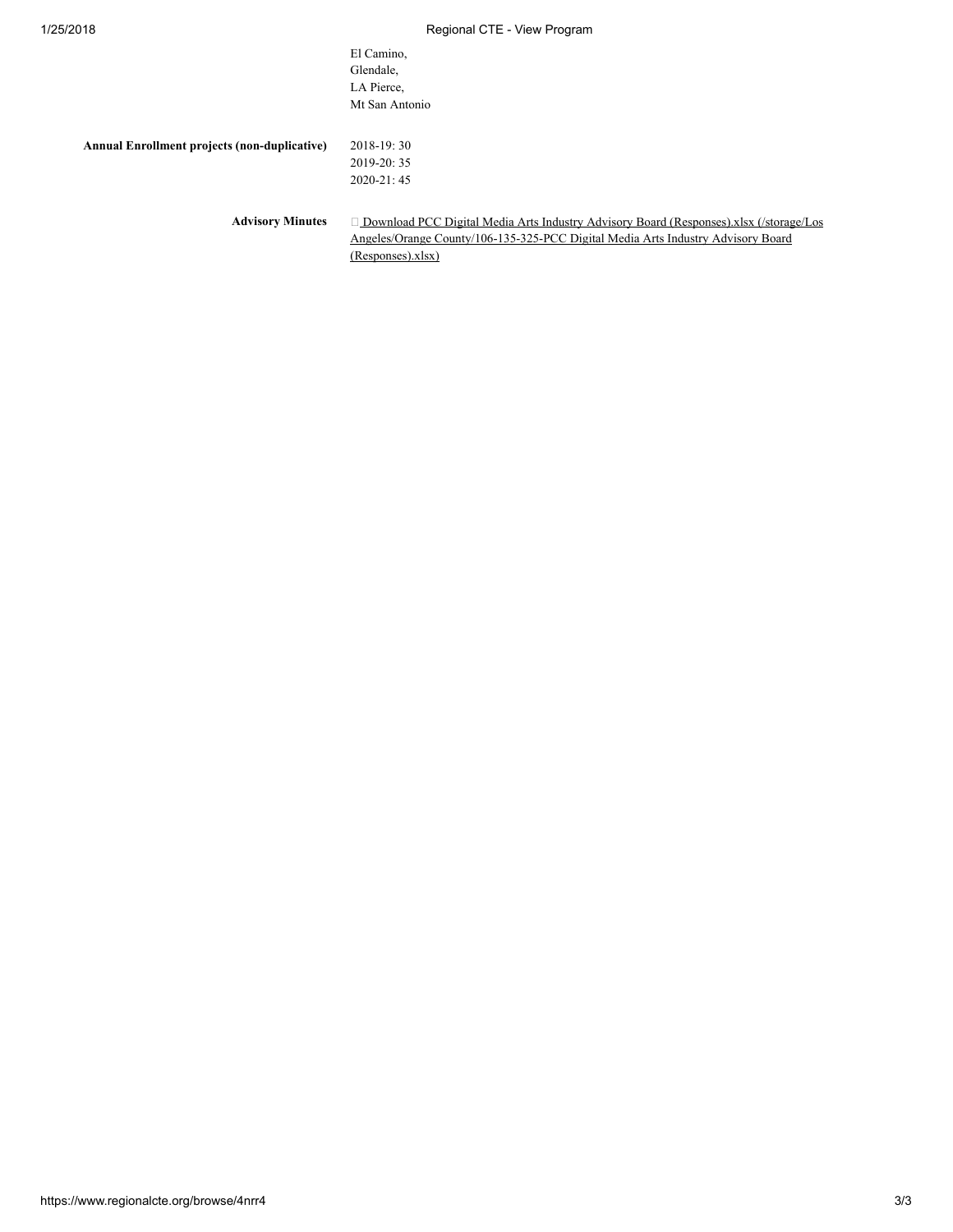| | |
|---|---|
| | El Camino,<br>Glendale,<br>LA Pierce,<br>Mt San Antonio |
| **Annual Enrollment projects (non-duplicative)** | 2018-19: 30<br>2019-20: 35<br>2020-21: 45 |
| **Advisory Minutes** | Download PCC Digital Media Arts Industry Advisory Board (Responses).xlsx (/storage/Los Angeles/Orange County/106-135-325-PCC Digital Media Arts Industry Advisory Board (Responses).xlsx) |